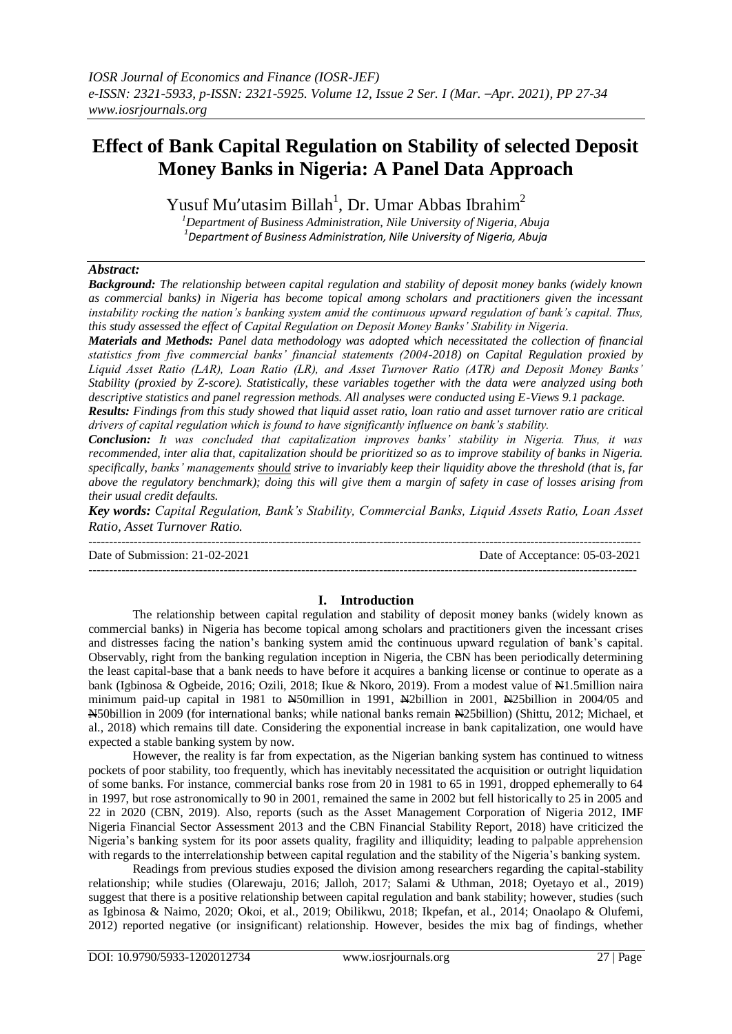# Effect of Bank Capital Regulation on Stability of selected Deposit Money Banks in Nigeria: A Panel Data Approach

Yusuf Mu'utasim Billah[1], Dr. Umar Abbas Ibrahim[2]

[1]Department of Business Administration, Nile University of Nigeria, Abuja
[1]Department of Business Administration, Nile University of Nigeria, Abuja

***Abstract:***

***Background:*** *The relationship between capital regulation and stability of deposit money banks (widely known as commercial banks) in Nigeria has become topical among scholars and practitioners given the incessant instability rocking the nation's banking system amid the continuous upward regulation of bank's capital. Thus, this study assessed the effect of Capital Regulation on Deposit Money Banks' Stability in Nigeria.*

***Materials and Methods:*** *Panel data methodology was adopted which necessitated the collection of financial statistics from five commercial banks' financial statements (2004-2018) on Capital Regulation proxied by Liquid Asset Ratio (LAR), Loan Ratio (LR), and Asset Turnover Ratio (ATR) and Deposit Money Banks' Stability (proxied by Z-score). Statistically, these variables together with the data were analyzed using both descriptive statistics and panel regression methods. All analyses were conducted using E-Views 9.1 package.*

***Results:*** *Findings from this study showed that liquid asset ratio, loan ratio and asset turnover ratio are critical drivers of capital regulation which is found to have significantly influence on bank's stability.*

***Conclusion:*** *It was concluded that capitalization improves banks' stability in Nigeria. Thus, it was recommended, inter alia that, capitalization should be prioritized so as to improve stability of banks in Nigeria. specifically, banks' managements should strive to invariably keep their liquidity above the threshold (that is, far above the regulatory benchmark); doing this will give them a margin of safety in case of losses arising from their usual credit defaults.*

***Key words:*** *Capital Regulation, Bank's Stability, Commercial Banks, Liquid Assets Ratio, Loan Asset Ratio, Asset Turnover Ratio.*

---

Date of Submission: 21-02-2021 Date of Acceptance: 05-03-2021

---

## I. Introduction

The relationship between capital regulation and stability of deposit money banks (widely known as commercial banks) in Nigeria has become topical among scholars and practitioners given the incessant crises and distresses facing the nation's banking system amid the continuous upward regulation of bank's capital. Observably, right from the banking regulation inception in Nigeria, the CBN has been periodically determining the least capital-base that a bank needs to have before it acquires a banking license or continue to operate as a bank (Igbinosa & Ogbeide, 2016; Ozili, 2018; Ikue & Nkoro, 2019). From a modest value of ₦1.5million naira minimum paid-up capital in 1981 to ₦50million in 1991, ₦2billion in 2001, ₦25billion in 2004/05 and ₦50billion in 2009 (for international banks; while national banks remain ₦25billion) (Shittu, 2012; Michael, et al., 2018) which remains till date. Considering the exponential increase in bank capitalization, one would have expected a stable banking system by now.

However, the reality is far from expectation, as the Nigerian banking system has continued to witness pockets of poor stability, too frequently, which has inevitably necessitated the acquisition or outright liquidation of some banks. For instance, commercial banks rose from 20 in 1981 to 65 in 1991, dropped ephemerally to 64 in 1997, but rose astronomically to 90 in 2001, remained the same in 2002 but fell historically to 25 in 2005 and 22 in 2020 (CBN, 2019). Also, reports (such as the Asset Management Corporation of Nigeria 2012, IMF Nigeria Financial Sector Assessment 2013 and the CBN Financial Stability Report, 2018) have criticized the Nigeria's banking system for its poor assets quality, fragility and illiquidity; leading to palpable apprehension with regards to the interrelationship between capital regulation and the stability of the Nigeria's banking system.

Readings from previous studies exposed the division among researchers regarding the capital-stability relationship; while studies (Olarewaju, 2016; Jalloh, 2017; Salami & Uthman, 2018; Oyetayo et al., 2019) suggest that there is a positive relationship between capital regulation and bank stability; however, studies (such as Igbinosa & Naimo, 2020; Okoi, et al., 2019; Obilikwu, 2018; Ikpefan, et al., 2014; Onaolapo & Olufemi, 2012) reported negative (or insignificant) relationship. However, besides the mix bag of findings, whether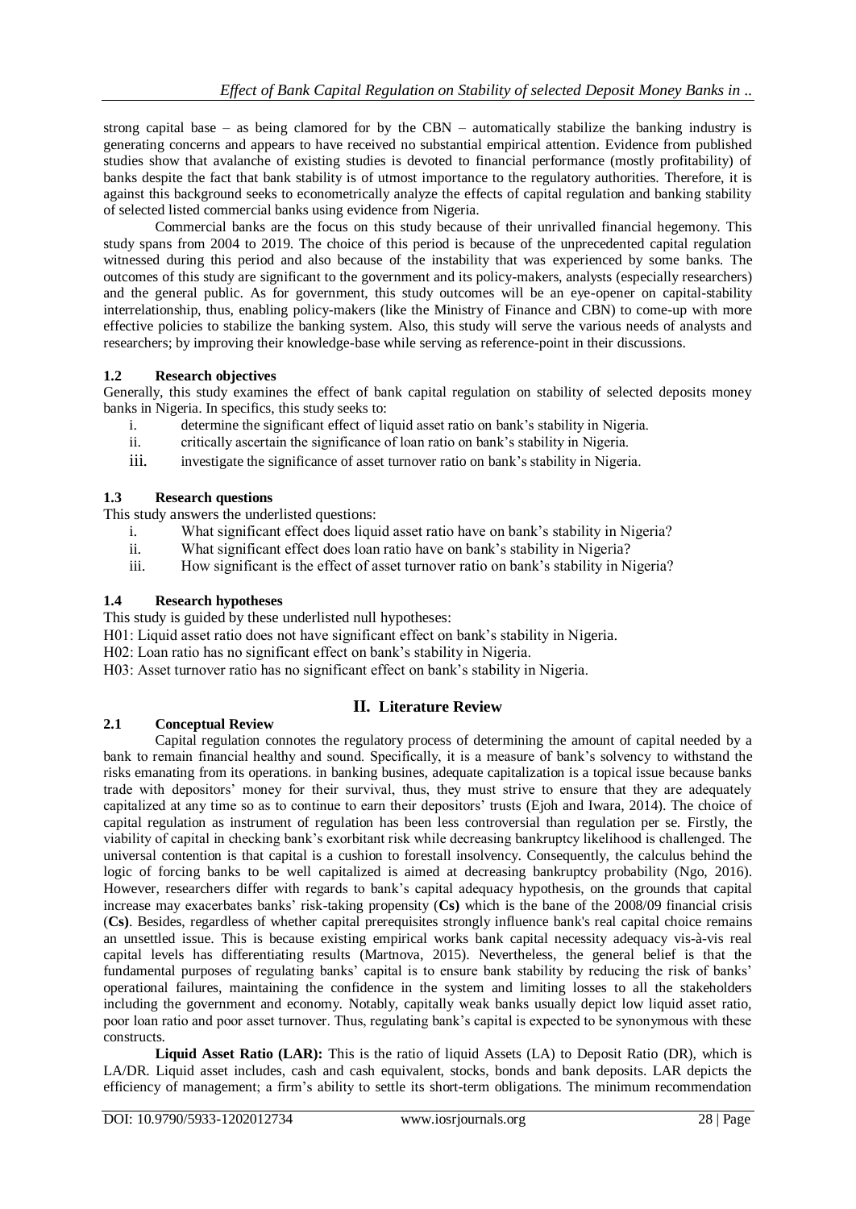strong capital base – as being clamored for by the CBN – automatically stabilize the banking industry is generating concerns and appears to have received no substantial empirical attention. Evidence from published studies show that avalanche of existing studies is devoted to financial performance (mostly profitability) of banks despite the fact that bank stability is of utmost importance to the regulatory authorities. Therefore, it is against this background seeks to econometrically analyze the effects of capital regulation and banking stability of selected listed commercial banks using evidence from Nigeria.

Commercial banks are the focus on this study because of their unrivalled financial hegemony. This study spans from 2004 to 2019. The choice of this period is because of the unprecedented capital regulation witnessed during this period and also because of the instability that was experienced by some banks. The outcomes of this study are significant to the government and its policy-makers, analysts (especially researchers) and the general public. As for government, this study outcomes will be an eye-opener on capital-stability interrelationship, thus, enabling policy-makers (like the Ministry of Finance and CBN) to come-up with more effective policies to stabilize the banking system. Also, this study will serve the various needs of analysts and researchers; by improving their knowledge-base while serving as reference-point in their discussions.

### 1.2 Research objectives

Generally, this study examines the effect of bank capital regulation on stability of selected deposits money banks in Nigeria. In specifics, this study seeks to:

i. determine the significant effect of liquid asset ratio on bank's stability in Nigeria.
ii. critically ascertain the significance of loan ratio on bank's stability in Nigeria.
iii. investigate the significance of asset turnover ratio on bank's stability in Nigeria.

### 1.3 Research questions

This study answers the underlisted questions:

i. What significant effect does liquid asset ratio have on bank's stability in Nigeria?
ii. What significant effect does loan ratio have on bank's stability in Nigeria?
iii. How significant is the effect of asset turnover ratio on bank's stability in Nigeria?

### 1.4 Research hypotheses

This study is guided by these underlisted null hypotheses:

H01: Liquid asset ratio does not have significant effect on bank's stability in Nigeria.

H02: Loan ratio has no significant effect on bank's stability in Nigeria.

H03: Asset turnover ratio has no significant effect on bank's stability in Nigeria.

## II. Literature Review

### 2.1 Conceptual Review

Capital regulation connotes the regulatory process of determining the amount of capital needed by a bank to remain financial healthy and sound. Specifically, it is a measure of bank's solvency to withstand the risks emanating from its operations. in banking busines, adequate capitalization is a topical issue because banks trade with depositors' money for their survival, thus, they must strive to ensure that they are adequately capitalized at any time so as to continue to earn their depositors' trusts (Ejoh and Iwara, 2014). The choice of capital regulation as instrument of regulation has been less controversial than regulation per se. Firstly, the viability of capital in checking bank's exorbitant risk while decreasing bankruptcy likelihood is challenged. The universal contention is that capital is a cushion to forestall insolvency. Consequently, the calculus behind the logic of forcing banks to be well capitalized is aimed at decreasing bankruptcy probability (Ngo, 2016). However, researchers differ with regards to bank's capital adequacy hypothesis, on the grounds that capital increase may exacerbates banks' risk-taking propensity (**Cs)** which is the bane of the 2008/09 financial crisis (**Cs)**. Besides, regardless of whether capital prerequisites strongly influence bank's real capital choice remains an unsettled issue. This is because existing empirical works bank capital necessity adequacy vis-à-vis real capital levels has differentiating results (Martnova, 2015). Nevertheless, the general belief is that the fundamental purposes of regulating banks' capital is to ensure bank stability by reducing the risk of banks' operational failures, maintaining the confidence in the system and limiting losses to all the stakeholders including the government and economy. Notably, capitally weak banks usually depict low liquid asset ratio, poor loan ratio and poor asset turnover. Thus, regulating bank's capital is expected to be synonymous with these constructs.

**Liquid Asset Ratio (LAR):** This is the ratio of liquid Assets (LA) to Deposit Ratio (DR), which is LA/DR. Liquid asset includes, cash and cash equivalent, stocks, bonds and bank deposits. LAR depicts the efficiency of management; a firm's ability to settle its short-term obligations. The minimum recommendation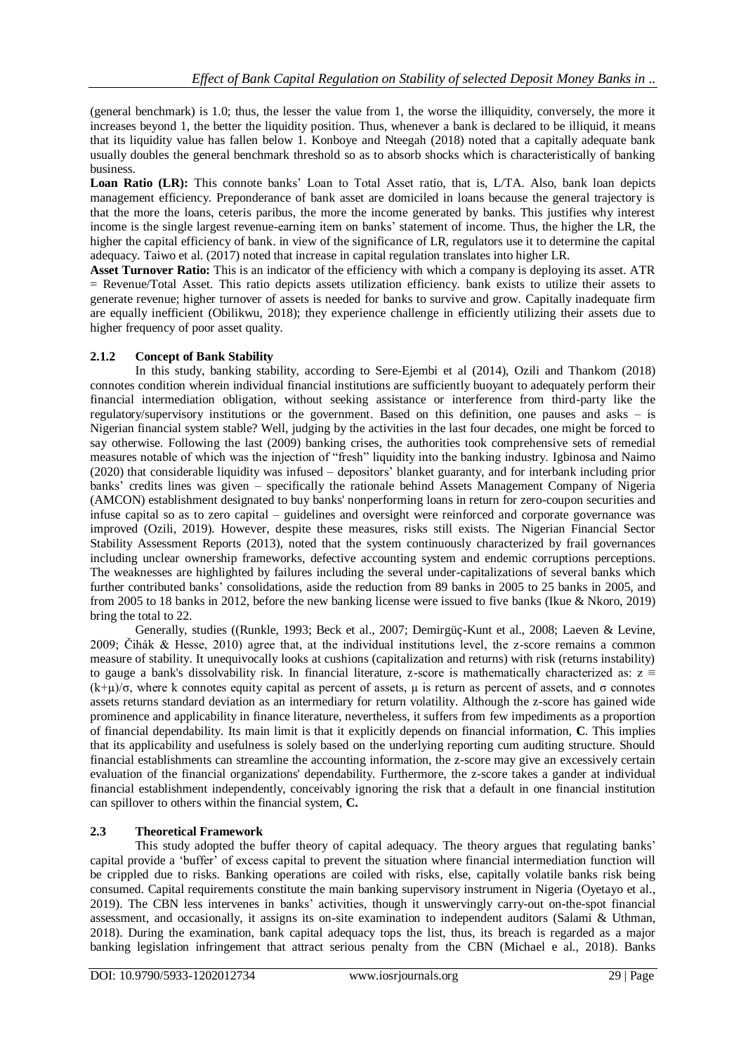(general benchmark) is 1.0; thus, the lesser the value from 1, the worse the illiquidity, conversely, the more it increases beyond 1, the better the liquidity position. Thus, whenever a bank is declared to be illiquid, it means that its liquidity value has fallen below 1. Konboye and Nteegah (2018) noted that a capitally adequate bank usually doubles the general benchmark threshold so as to absorb shocks which is characteristically of banking business.

**Loan Ratio (LR):** This connote banks' Loan to Total Asset ratio, that is, L/TA. Also, bank loan depicts management efficiency. Preponderance of bank asset are domiciled in loans because the general trajectory is that the more the loans, ceteris paribus, the more the income generated by banks. This justifies why interest income is the single largest revenue-earning item on banks' statement of income. Thus, the higher the LR, the higher the capital efficiency of bank. in view of the significance of LR, regulators use it to determine the capital adequacy. Taiwo et al. (2017) noted that increase in capital regulation translates into higher LR.

**Asset Turnover Ratio:** This is an indicator of the efficiency with which a company is deploying its asset. ATR = Revenue/Total Asset. This ratio depicts assets utilization efficiency. bank exists to utilize their assets to generate revenue; higher turnover of assets is needed for banks to survive and grow. Capitally inadequate firm are equally inefficient (Obilikwu, 2018); they experience challenge in efficiently utilizing their assets due to higher frequency of poor asset quality.

### 2.1.2 Concept of Bank Stability

In this study, banking stability, according to Sere-Ejembi et al (2014), Ozili and Thankom (2018) connotes condition wherein individual financial institutions are sufficiently buoyant to adequately perform their financial intermediation obligation, without seeking assistance or interference from third-party like the regulatory/supervisory institutions or the government. Based on this definition, one pauses and asks – is Nigerian financial system stable? Well, judging by the activities in the last four decades, one might be forced to say otherwise. Following the last (2009) banking crises, the authorities took comprehensive sets of remedial measures notable of which was the injection of "fresh" liquidity into the banking industry. Igbinosa and Naimo (2020) that considerable liquidity was infused – depositors' blanket guaranty, and for interbank including prior banks' credits lines was given – specifically the rationale behind Assets Management Company of Nigeria (AMCON) establishment designated to buy banks' nonperforming loans in return for zero-coupon securities and infuse capital so as to zero capital – guidelines and oversight were reinforced and corporate governance was improved (Ozili, 2019). However, despite these measures, risks still exists. The Nigerian Financial Sector Stability Assessment Reports (2013), noted that the system continuously characterized by frail governances including unclear ownership frameworks, defective accounting system and endemic corruptions perceptions. The weaknesses are highlighted by failures including the several under-capitalizations of several banks which further contributed banks' consolidations, aside the reduction from 89 banks in 2005 to 25 banks in 2005, and from 2005 to 18 banks in 2012, before the new banking license were issued to five banks (Ikue & Nkoro, 2019) bring the total to 22.

Generally, studies ((Runkle, 1993; Beck et al., 2007; Demirgüç-Kunt et al., 2008; Laeven & Levine, 2009; Čihák & Hesse, 2010) agree that, at the individual institutions level, the z-score remains a common measure of stability. It unequivocally looks at cushions (capitalization and returns) with risk (returns instability) to gauge a bank's dissolvability risk. In financial literature, z-score is mathematically characterized as: $z \equiv (k+\mu)/\sigma$, where k connotes equity capital as percent of assets, μ is return as percent of assets, and σ connotes assets returns standard deviation as an intermediary for return volatility. Although the z-score has gained wide prominence and applicability in finance literature, nevertheless, it suffers from few impediments as a proportion of financial dependability. Its main limit is that it explicitly depends on financial information, **C**. This implies that its applicability and usefulness is solely based on the underlying reporting cum auditing structure. Should financial establishments can streamline the accounting information, the z-score may give an excessively certain evaluation of the financial organizations' dependability. Furthermore, the z-score takes a gander at individual financial establishment independently, conceivably ignoring the risk that a default in one financial institution can spillover to others within the financial system, **C.**

## 2.3 Theoretical Framework

This study adopted the buffer theory of capital adequacy. The theory argues that regulating banks' capital provide a 'buffer' of excess capital to prevent the situation where financial intermediation function will be crippled due to risks. Banking operations are coiled with risks, else, capitally volatile banks risk being consumed. Capital requirements constitute the main banking supervisory instrument in Nigeria (Oyetayo et al., 2019). The CBN less intervenes in banks' activities, though it unswervingly carry-out on-the-spot financial assessment, and occasionally, it assigns its on-site examination to independent auditors (Salami & Uthman, 2018). During the examination, bank capital adequacy tops the list, thus, its breach is regarded as a major banking legislation infringement that attract serious penalty from the CBN (Michael e al., 2018). Banks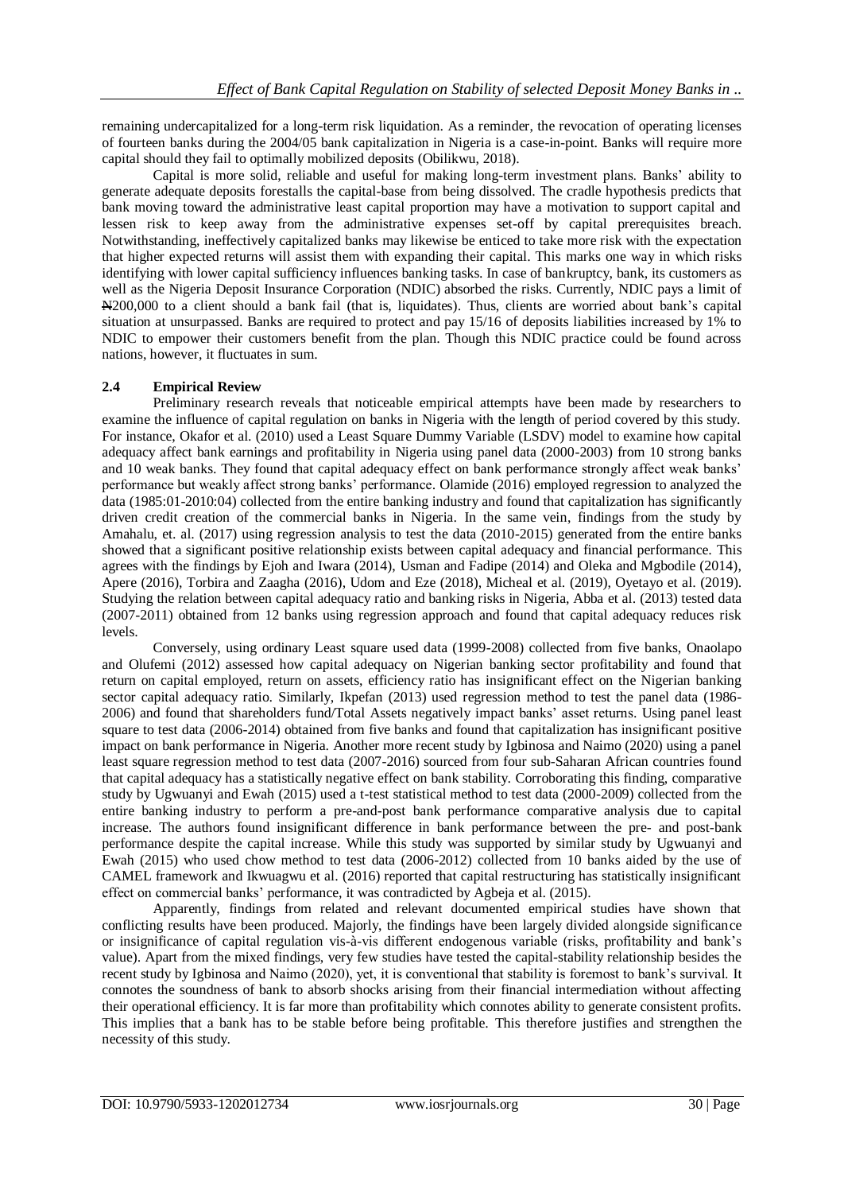remaining undercapitalized for a long-term risk liquidation. As a reminder, the revocation of operating licenses of fourteen banks during the 2004/05 bank capitalization in Nigeria is a case-in-point. Banks will require more capital should they fail to optimally mobilized deposits (Obilikwu, 2018).

Capital is more solid, reliable and useful for making long-term investment plans. Banks' ability to generate adequate deposits forestalls the capital-base from being dissolved. The cradle hypothesis predicts that bank moving toward the administrative least capital proportion may have a motivation to support capital and lessen risk to keep away from the administrative expenses set-off by capital prerequisites breach. Notwithstanding, ineffectively capitalized banks may likewise be enticed to take more risk with the expectation that higher expected returns will assist them with expanding their capital. This marks one way in which risks identifying with lower capital sufficiency influences banking tasks. In case of bankruptcy, bank, its customers as well as the Nigeria Deposit Insurance Corporation (NDIC) absorbed the risks. Currently, NDIC pays a limit of ₦200,000 to a client should a bank fail (that is, liquidates). Thus, clients are worried about bank's capital situation at unsurpassed. Banks are required to protect and pay 15/16 of deposits liabilities increased by 1% to NDIC to empower their customers benefit from the plan. Though this NDIC practice could be found across nations, however, it fluctuates in sum.

### 2.4 Empirical Review

Preliminary research reveals that noticeable empirical attempts have been made by researchers to examine the influence of capital regulation on banks in Nigeria with the length of period covered by this study. For instance, Okafor et al. (2010) used a Least Square Dummy Variable (LSDV) model to examine how capital adequacy affect bank earnings and profitability in Nigeria using panel data (2000-2003) from 10 strong banks and 10 weak banks. They found that capital adequacy effect on bank performance strongly affect weak banks' performance but weakly affect strong banks' performance. Olamide (2016) employed regression to analyzed the data (1985:01-2010:04) collected from the entire banking industry and found that capitalization has significantly driven credit creation of the commercial banks in Nigeria. In the same vein, findings from the study by Amahalu, et. al. (2017) using regression analysis to test the data (2010-2015) generated from the entire banks showed that a significant positive relationship exists between capital adequacy and financial performance. This agrees with the findings by Ejoh and Iwara (2014), Usman and Fadipe (2014) and Oleka and Mgbodile (2014), Apere (2016), Torbira and Zaagha (2016), Udom and Eze (2018), Micheal et al. (2019), Oyetayo et al. (2019). Studying the relation between capital adequacy ratio and banking risks in Nigeria, Abba et al. (2013) tested data (2007-2011) obtained from 12 banks using regression approach and found that capital adequacy reduces risk levels.

Conversely, using ordinary Least square used data (1999-2008) collected from five banks, Onaolapo and Olufemi (2012) assessed how capital adequacy on Nigerian banking sector profitability and found that return on capital employed, return on assets, efficiency ratio has insignificant effect on the Nigerian banking sector capital adequacy ratio. Similarly, Ikpefan (2013) used regression method to test the panel data (1986-2006) and found that shareholders fund/Total Assets negatively impact banks' asset returns. Using panel least square to test data (2006-2014) obtained from five banks and found that capitalization has insignificant positive impact on bank performance in Nigeria. Another more recent study by Igbinosa and Naimo (2020) using a panel least square regression method to test data (2007-2016) sourced from four sub-Saharan African countries found that capital adequacy has a statistically negative effect on bank stability. Corroborating this finding, comparative study by Ugwuanyi and Ewah (2015) used a t-test statistical method to test data (2000-2009) collected from the entire banking industry to perform a pre-and-post bank performance comparative analysis due to capital increase. The authors found insignificant difference in bank performance between the pre- and post-bank performance despite the capital increase. While this study was supported by similar study by Ugwuanyi and Ewah (2015) who used chow method to test data (2006-2012) collected from 10 banks aided by the use of CAMEL framework and Ikwuagwu et al. (2016) reported that capital restructuring has statistically insignificant effect on commercial banks' performance, it was contradicted by Agbeja et al. (2015).

Apparently, findings from related and relevant documented empirical studies have shown that conflicting results have been produced. Majorly, the findings have been largely divided alongside significance or insignificance of capital regulation vis-à-vis different endogenous variable (risks, profitability and bank's value). Apart from the mixed findings, very few studies have tested the capital-stability relationship besides the recent study by Igbinosa and Naimo (2020), yet, it is conventional that stability is foremost to bank's survival. It connotes the soundness of bank to absorb shocks arising from their financial intermediation without affecting their operational efficiency. It is far more than profitability which connotes ability to generate consistent profits. This implies that a bank has to be stable before being profitable. This therefore justifies and strengthen the necessity of this study.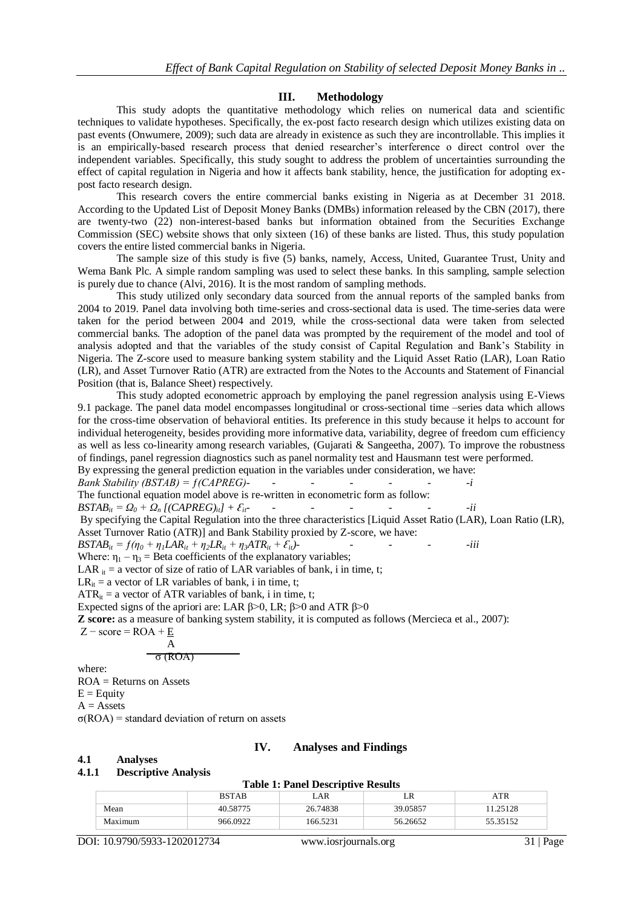## III. Methodology

This study adopts the quantitative methodology which relies on numerical data and scientific techniques to validate hypotheses. Specifically, the ex-post facto research design which utilizes existing data on past events (Onwumere, 2009); such data are already in existence as such they are incontrollable. This implies it is an empirically-based research process that denied researcher's interference o direct control over the independent variables. Specifically, this study sought to address the problem of uncertainties surrounding the effect of capital regulation in Nigeria and how it affects bank stability, hence, the justification for adopting ex-post facto research design.

This research covers the entire commercial banks existing in Nigeria as at December 31 2018. According to the Updated List of Deposit Money Banks (DMBs) information released by the CBN (2017), there are twenty-two (22) non-interest-based banks but information obtained from the Securities Exchange Commission (SEC) website shows that only sixteen (16) of these banks are listed. Thus, this study population covers the entire listed commercial banks in Nigeria.

The sample size of this study is five (5) banks, namely, Access, United, Guarantee Trust, Unity and Wema Bank Plc. A simple random sampling was used to select these banks. In this sampling, sample selection is purely due to chance (Alvi, 2016). It is the most random of sampling methods.

This study utilized only secondary data sourced from the annual reports of the sampled banks from 2004 to 2019. Panel data involving both time-series and cross-sectional data is used. The time-series data were taken for the period between 2004 and 2019, while the cross-sectional data were taken from selected commercial banks. The adoption of the panel data was prompted by the requirement of the model and tool of analysis adopted and that the variables of the study consist of Capital Regulation and Bank's Stability in Nigeria. The Z-score used to measure banking system stability and the Liquid Asset Ratio (LAR), Loan Ratio (LR), and Asset Turnover Ratio (ATR) are extracted from the Notes to the Accounts and Statement of Financial Position (that is, Balance Sheet) respectively.

This study adopted econometric approach by employing the panel regression analysis using E-Views 9.1 package. The panel data model encompasses longitudinal or cross-sectional time –series data which allows for the cross-time observation of behavioral entities. Its preference in this study because it helps to account for individual heterogeneity, besides providing more informative data, variability, degree of freedom cum efficiency as well as less co-linearity among research variables, (Gujarati & Sangeetha, 2007). To improve the robustness of findings, panel regression diagnostics such as panel normality test and Hausmann test were performed.

By expressing the general prediction equation in the variables under consideration, we have:

$$Bank\ Stability\ (BSTAB) = f(CAPREG) \qquad \text{- i}$$

The functional equation model above is re-written in econometric form as follow:

$$BSTAB_{it} = \Omega_0 + \Omega_n\,[(CAPREG)_{it}] + \mathcal{E}_{it} \qquad \text{- ii}$$

By specifying the Capital Regulation into the three characteristics [Liquid Asset Ratio (LAR), Loan Ratio (LR), Asset Turnover Ratio (ATR)] and Bank Stability proxied by Z-score, we have:

$$BSTAB_{it} = f(\eta_0 + \eta_1 LAR_{it} + \eta_2 LR_{it} + \eta_3 ATR_{it} + \mathcal{E}_{it}) \qquad \text{- iii}$$

Where: $\eta_1 - \eta_3$ = Beta coefficients of the explanatory variables;

$LAR_{it}$ = a vector of size of ratio of LAR variables of bank, i in time, t;

$LR_{it}$ = a vector of LR variables of bank, i in time, t;

$ATR_{it}$ = a vector of ATR variables of bank, i in time, t;

Expected signs of the apriori are: LAR $\beta>0$, LR; $\beta>0$ and ATR $\beta>0$

**Z score:** as a measure of banking system stability, it is computed as follows (Mercieca et al., 2007):

$$Z-\text{score} = \frac{ROA + \frac{E}{A}}{\sigma(ROA)}$$

where:

ROA = Returns on Assets

E = Equity

A = Assets

$\sigma(ROA)$ = standard deviation of return on assets

## IV. Analyses and Findings

### 4.1 Analyses

#### 4.1.1 Descriptive Analysis

**Table 1: Panel Descriptive Results**

| | BSTAB | LAR | LR | ATR |
|---|---|---|---|---|
| Mean | 40.58775 | 26.74838 | 39.05857 | 11.25128 |
| Maximum | 966.0922 | 166.5231 | 56.26652 | 55.35152 |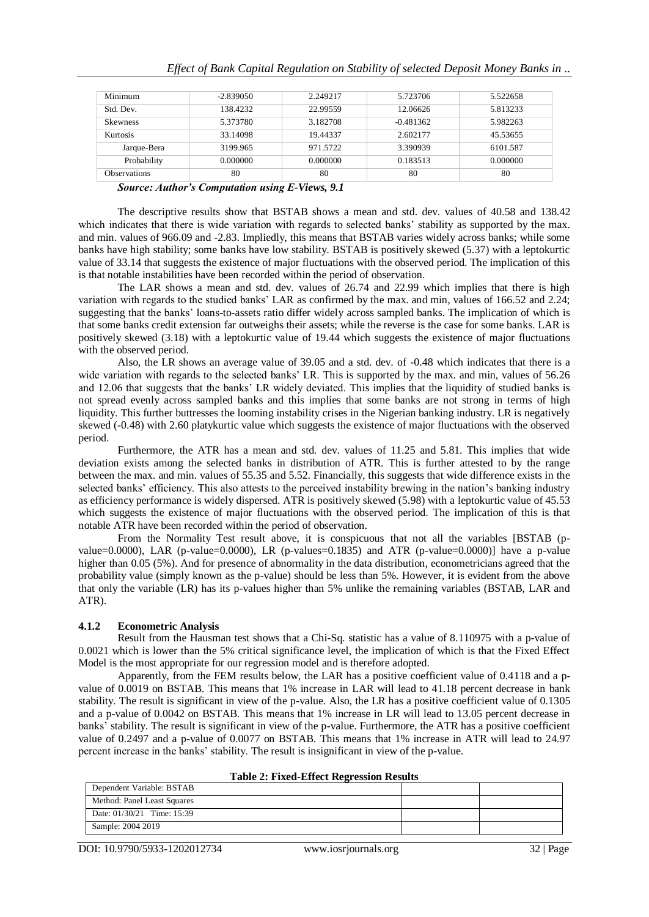| Minimum | -2.839050 | 2.249217 | 5.723706 | 5.522658 |
|---|---|---|---|---|
| Std. Dev. | 138.4232 | 22.99559 | 12.06626 | 5.813233 |
| Skewness | 5.373780 | 3.182708 | -0.481362 | 5.982263 |
| Kurtosis | 33.14098 | 19.44337 | 2.602177 | 45.53655 |
| Jarque-Bera | 3199.965 | 971.5722 | 3.390939 | 6101.587 |
| Probability | 0.000000 | 0.000000 | 0.183513 | 0.000000 |
| Observations | 80 | 80 | 80 | 80 |

***Source: Author's Computation using E-Views, 9.1***

The descriptive results show that BSTAB shows a mean and std. dev. values of 40.58 and 138.42 which indicates that there is wide variation with regards to selected banks' stability as supported by the max. and min. values of 966.09 and -2.83. Impliedly, this means that BSTAB varies widely across banks; while some banks have high stability; some banks have low stability. BSTAB is positively skewed (5.37) with a leptokurtic value of 33.14 that suggests the existence of major fluctuations with the observed period. The implication of this is that notable instabilities have been recorded within the period of observation.

The LAR shows a mean and std. dev. values of 26.74 and 22.99 which implies that there is high variation with regards to the studied banks' LAR as confirmed by the max. and min, values of 166.52 and 2.24; suggesting that the banks' loans-to-assets ratio differ widely across sampled banks. The implication of which is that some banks credit extension far outweighs their assets; while the reverse is the case for some banks. LAR is positively skewed (3.18) with a leptokurtic value of 19.44 which suggests the existence of major fluctuations with the observed period.

Also, the LR shows an average value of 39.05 and a std. dev. of -0.48 which indicates that there is a wide variation with regards to the selected banks' LR. This is supported by the max. and min, values of 56.26 and 12.06 that suggests that the banks' LR widely deviated. This implies that the liquidity of studied banks is not spread evenly across sampled banks and this implies that some banks are not strong in terms of high liquidity. This further buttresses the looming instability crises in the Nigerian banking industry. LR is negatively skewed (-0.48) with 2.60 platykurtic value which suggests the existence of major fluctuations with the observed period.

Furthermore, the ATR has a mean and std. dev. values of 11.25 and 5.81. This implies that wide deviation exists among the selected banks in distribution of ATR. This is further attested to by the range between the max. and min. values of 55.35 and 5.52. Financially, this suggests that wide difference exists in the selected banks' efficiency. This also attests to the perceived instability brewing in the nation's banking industry as efficiency performance is widely dispersed. ATR is positively skewed (5.98) with a leptokurtic value of 45.53 which suggests the existence of major fluctuations with the observed period. The implication of this is that notable ATR have been recorded within the period of observation.

From the Normality Test result above, it is conspicuous that not all the variables [BSTAB (p-value=0.0000), LAR (p-value=0.0000), LR (p-values=0.1835) and ATR (p-value=0.0000)] have a p-value higher than 0.05 (5%). And for presence of abnormality in the data distribution, econometricians agreed that the probability value (simply known as the p-value) should be less than 5%. However, it is evident from the above that only the variable (LR) has its p-values higher than 5% unlike the remaining variables (BSTAB, LAR and ATR).

### 4.1.2 Econometric Analysis

Result from the Hausman test shows that a Chi-Sq. statistic has a value of 8.110975 with a p-value of 0.0021 which is lower than the 5% critical significance level, the implication of which is that the Fixed Effect Model is the most appropriate for our regression model and is therefore adopted.

Apparently, from the FEM results below, the LAR has a positive coefficient value of 0.4118 and a p-value of 0.0019 on BSTAB. This means that 1% increase in LAR will lead to 41.18 percent decrease in bank stability. The result is significant in view of the p-value. Also, the LR has a positive coefficient value of 0.1305 and a p-value of 0.0042 on BSTAB. This means that 1% increase in LR will lead to 13.05 percent decrease in banks' stability. The result is significant in view of the p-value. Furthermore, the ATR has a positive coefficient value of 0.2497 and a p-value of 0.0077 on BSTAB. This means that 1% increase in ATR will lead to 24.97 percent increase in the banks' stability. The result is insignificant in view of the p-value.

**Table 2: Fixed-Effect Regression Results**

| Dependent Variable: BSTAB | | |
|---|---|---|
| Method: Panel Least Squares | | |
| Date: 01/30/21 Time: 15:39 | | |
| Sample: 2004 2019 | | |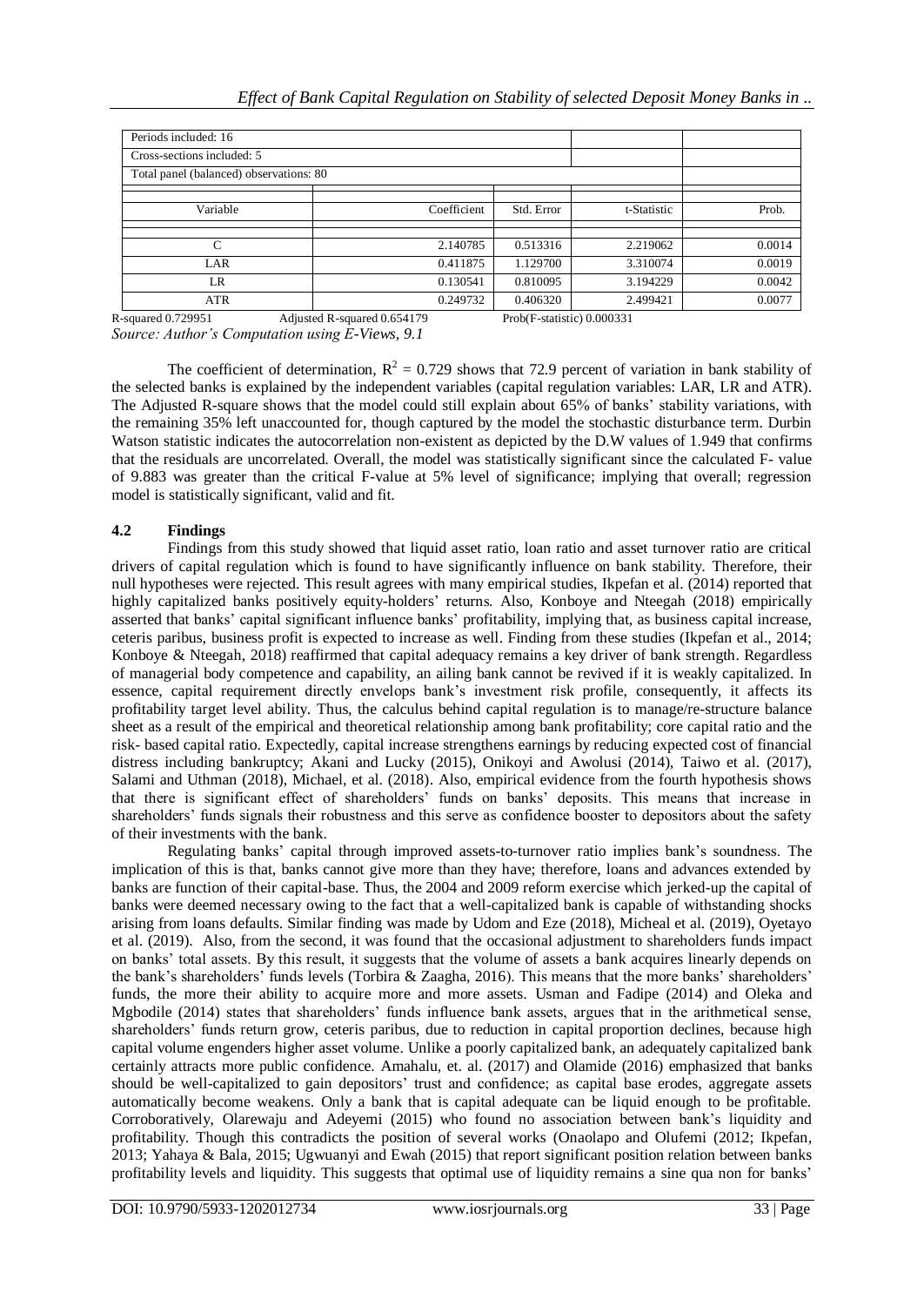| Periods included: 16 | | | | |
|---|---|---|---|---|
| Cross-sections included: 5 | | | | |
| Total panel (balanced) observations: 80 | | | | |
| Variable | Coefficient | Std. Error | t-Statistic | Prob. |
| C | 2.140785 | 0.513316 | 2.219062 | 0.0014 |
| LAR | 0.411875 | 1.129700 | 3.310074 | 0.0019 |
| LR | 0.130541 | 0.810095 | 3.194229 | 0.0042 |
| ATR | 0.249732 | 0.406320 | 2.499421 | 0.0077 |

R-squared 0.729951 Adjusted R-squared 0.654179 Prob(F-statistic) 0.000331

*Source: Author's Computation using E-Views, 9.1*

The coefficient of determination, $R^2 = 0.729$ shows that 72.9 percent of variation in bank stability of the selected banks is explained by the independent variables (capital regulation variables: LAR, LR and ATR). The Adjusted R-square shows that the model could still explain about 65% of banks' stability variations, with the remaining 35% left unaccounted for, though captured by the model the stochastic disturbance term. Durbin Watson statistic indicates the autocorrelation non-existent as depicted by the D.W values of 1.949 that confirms that the residuals are uncorrelated. Overall, the model was statistically significant since the calculated F- value of 9.883 was greater than the critical F-value at 5% level of significance; implying that overall; regression model is statistically significant, valid and fit.

### 4.2 Findings

Findings from this study showed that liquid asset ratio, loan ratio and asset turnover ratio are critical drivers of capital regulation which is found to have significantly influence on bank stability. Therefore, their null hypotheses were rejected. This result agrees with many empirical studies, Ikpefan et al. (2014) reported that highly capitalized banks positively equity-holders' returns. Also, Konboye and Nteegah (2018) empirically asserted that banks' capital significant influence banks' profitability, implying that, as business capital increase, ceteris paribus, business profit is expected to increase as well. Finding from these studies (Ikpefan et al., 2014; Konboye & Nteegah, 2018) reaffirmed that capital adequacy remains a key driver of bank strength. Regardless of managerial body competence and capability, an ailing bank cannot be revived if it is weakly capitalized. In essence, capital requirement directly envelops bank's investment risk profile, consequently, it affects its profitability target level ability. Thus, the calculus behind capital regulation is to manage/re-structure balance sheet as a result of the empirical and theoretical relationship among bank profitability; core capital ratio and the risk- based capital ratio. Expectedly, capital increase strengthens earnings by reducing expected cost of financial distress including bankruptcy; Akani and Lucky (2015), Onikoyi and Awolusi (2014), Taiwo et al. (2017), Salami and Uthman (2018), Michael, et al. (2018). Also, empirical evidence from the fourth hypothesis shows that there is significant effect of shareholders' funds on banks' deposits. This means that increase in shareholders' funds signals their robustness and this serve as confidence booster to depositors about the safety of their investments with the bank.

Regulating banks' capital through improved assets-to-turnover ratio implies bank's soundness. The implication of this is that, banks cannot give more than they have; therefore, loans and advances extended by banks are function of their capital-base. Thus, the 2004 and 2009 reform exercise which jerked-up the capital of banks were deemed necessary owing to the fact that a well-capitalized bank is capable of withstanding shocks arising from loans defaults. Similar finding was made by Udom and Eze (2018), Micheal et al. (2019), Oyetayo et al. (2019). Also, from the second, it was found that the occasional adjustment to shareholders funds impact on banks' total assets. By this result, it suggests that the volume of assets a bank acquires linearly depends on the bank's shareholders' funds levels (Torbira & Zaagha, 2016). This means that the more banks' shareholders' funds, the more their ability to acquire more and more assets. Usman and Fadipe (2014) and Oleka and Mgbodile (2014) states that shareholders' funds influence bank assets, argues that in the arithmetical sense, shareholders' funds return grow, ceteris paribus, due to reduction in capital proportion declines, because high capital volume engenders higher asset volume. Unlike a poorly capitalized bank, an adequately capitalized bank certainly attracts more public confidence. Amahalu, et. al. (2017) and Olamide (2016) emphasized that banks should be well-capitalized to gain depositors' trust and confidence; as capital base erodes, aggregate assets automatically become weakens. Only a bank that is capital adequate can be liquid enough to be profitable. Corroboratively, Olarewaju and Adeyemi (2015) who found no association between bank's liquidity and profitability. Though this contradicts the position of several works (Onaolapo and Olufemi (2012; Ikpefan, 2013; Yahaya & Bala, 2015; Ugwuanyi and Ewah (2015) that report significant position relation between banks profitability levels and liquidity. This suggests that optimal use of liquidity remains a sine qua non for banks'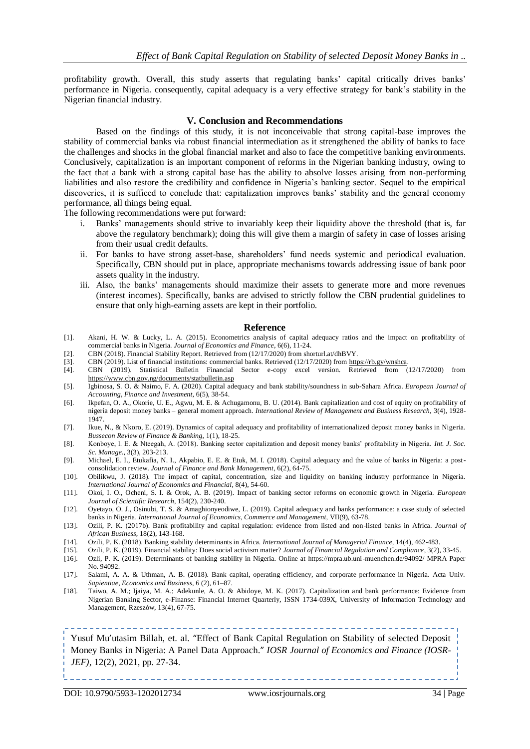profitability growth. Overall, this study asserts that regulating banks' capital critically drives banks' performance in Nigeria. consequently, capital adequacy is a very effective strategy for bank's stability in the Nigerian financial industry.

## V. Conclusion and Recommendations

Based on the findings of this study, it is not inconceivable that strong capital-base improves the stability of commercial banks via robust financial intermediation as it strengthened the ability of banks to face the challenges and shocks in the global financial market and also to face the competitive banking environments. Conclusively, capitalization is an important component of reforms in the Nigerian banking industry, owing to the fact that a bank with a strong capital base has the ability to absolve losses arising from non-performing liabilities and also restore the credibility and confidence in Nigeria's banking sector. Sequel to the empirical discoveries, it is sufficed to conclude that: capitalization improves banks' stability and the general economy performance, all things being equal.

The following recommendations were put forward:

i. Banks' managements should strive to invariably keep their liquidity above the threshold (that is, far above the regulatory benchmark); doing this will give them a margin of safety in case of losses arising from their usual credit defaults.

ii. For banks to have strong asset-base, shareholders' fund needs systemic and periodical evaluation. Specifically, CBN should put in place, appropriate mechanisms towards addressing issue of bank poor assets quality in the industry.

iii. Also, the banks' managements should maximize their assets to generate more and more revenues (interest incomes). Specifically, banks are advised to strictly follow the CBN prudential guidelines to ensure that only high-earning assets are kept in their portfolio.

## Reference

[1]. Akani, H. W. & Lucky, L. A. (2015). Econometrics analysis of capital adequacy ratios and the impact on profitability of commercial banks in Nigeria. *Journal of Economics and Finance*, 6(6), 11-24.

[2]. CBN (2018). Financial Stability Report. Retrieved from (12/17/2020) from shorturl.at/dhBVY.

[3]. CBN (2019). List of financial institutions: commercial banks. Retrieved (12/17/2020) from https://rb.gy/wnshca.

[4]. CBN (2019). Statistical Bulletin Financial Sector e-copy excel version. Retrieved from (12/17/2020) from https://www.cbn.gov.ng/documents/statbulletin.asp

[5]. Igbinosa, S. O. & Naimo, F. A. (2020). Capital adequacy and bank stability/soundness in sub-Sahara Africa. *European Journal of Accounting, Finance and Investment*, 6(5), 38-54.

[6]. Ikpefan, O. A., Okorie, U. E., Agwu, M. E. & Achugamonu, B. U. (2014). Bank capitalization and cost of equity on profitability of nigeria deposit money banks – general moment approach. *International Review of Management and Business Research*, 3(4), 1928-1947.

[7]. Ikue, N., & Nkoro, E. (2019). Dynamics of capital adequacy and profitability of internationalized deposit money banks in Nigeria. *Bussecon Review of Finance & Banking*, 1(1), 18-25.

[8]. Konboye, l. E. & Nteegah, A. (2018). Banking sector capitalization and deposit money banks' profitability in Nigeria. *Int. J. Soc. Sc. Manage.*, 3(3), 203-213.

[9]. Michael, E. I., Etukafia, N. I., Akpabio, E. E. & Etuk, M. I. (2018). Capital adequacy and the value of banks in Nigeria: a post-consolidation review. *Journal of Finance and Bank Management*, 6(2), 64-75.

[10]. Obilikwu, J. (2018). The impact of capital, concentration, size and liquidity on banking industry performance in Nigeria. *International Journal of Economics and Financial*, 8(4), 54-60.

[11]. Okoi, I. O., Ocheni, S. I. & Orok, A. B. (2019). Impact of banking sector reforms on economic growth in Nigeria. *European Journal of Scientific Research*, 154(2), 230-240.

[12]. Oyetayo, O. J., Osinubi, T. S. & Amaghionyeodiwe, L. (2019). Capital adequacy and banks performance: a case study of selected banks in Nigeria. *International Journal of Economics, Commerce and Management*, VII(9), 63-78.

[13]. Ozili, P. K. (2017b). Bank profitability and capital regulation: evidence from listed and non-listed banks in Africa. *Journal of African Business*, 18(2), 143-168.

[14]. Ozili, P. K. (2018). Banking stability determinants in Africa. *International Journal of Managerial Finance*, 14(4), 462-483.

[15]. Ozili, P. K. (2019). Financial stability: Does social activism matter? *Journal of Financial Regulation and Compliance*, 3(2), 33-45.

[16]. Ozli, P. K. (2019). Determinants of banking stability in Nigeria. Online at https://mpra.ub.uni-muenchen.de/94092/ MPRA Paper No. 94092.

[17]. Salami, A. A. & Uthman, A. B. (2018). Bank capital, operating efficiency, and corporate performance in Nigeria. Acta Univ. *Sapientiae, Economics and Business*, 6 (2), 61–87.

[18]. Taiwo, A. M.; Ijaiya, M. A.; Adekunle, A. O. & Abidoye, M. K. (2017). Capitalization and bank performance: Evidence from Nigerian Banking Sector, e-Finanse: Financial Internet Quarterly, ISSN 1734-039X, University of Information Technology and Management, Rzeszów, 13(4), 67-75.

---

Yusuf Mu'utasim Billah, et. al. "Effect of Bank Capital Regulation on Stability of selected Deposit Money Banks in Nigeria: A Panel Data Approach." *IOSR Journal of Economics and Finance (IOSR-JEF)*, 12(2), 2021, pp. 27-34.